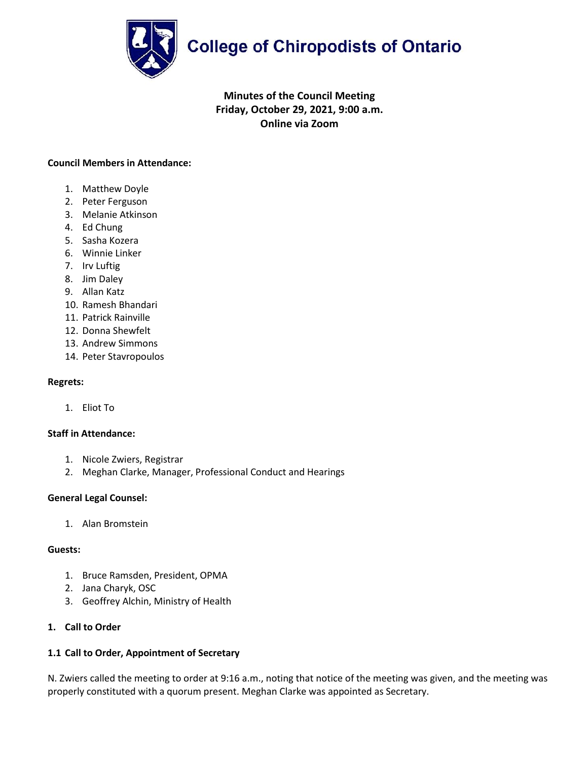# College of Chiropodists of Ontario

**Minutes of the Council Meeting**
**Friday, October 29, 2021, 9:00 a.m.**
**Online via Zoom**

**Council Members in Attendance:**

1. Matthew Doyle
2. Peter Ferguson
3. Melanie Atkinson
4. Ed Chung
5. Sasha Kozera
6. Winnie Linker
7. Irv Luftig
8. Jim Daley
9. Allan Katz
10. Ramesh Bhandari
11. Patrick Rainville
12. Donna Shewfelt
13. Andrew Simmons
14. Peter Stavropoulos

**Regrets:**

1. Eliot To

**Staff in Attendance:**

1. Nicole Zwiers, Registrar
2. Meghan Clarke, Manager, Professional Conduct and Hearings

**General Legal Counsel:**

1. Alan Bromstein

**Guests:**

1. Bruce Ramsden, President, OPMA
2. Jana Charyk, OSC
3. Geoffrey Alchin, Ministry of Health

## 1. Call to Order

### 1.1 Call to Order, Appointment of Secretary

N. Zwiers called the meeting to order at 9:16 a.m., noting that notice of the meeting was given, and the meeting was properly constituted with a quorum present. Meghan Clarke was appointed as Secretary.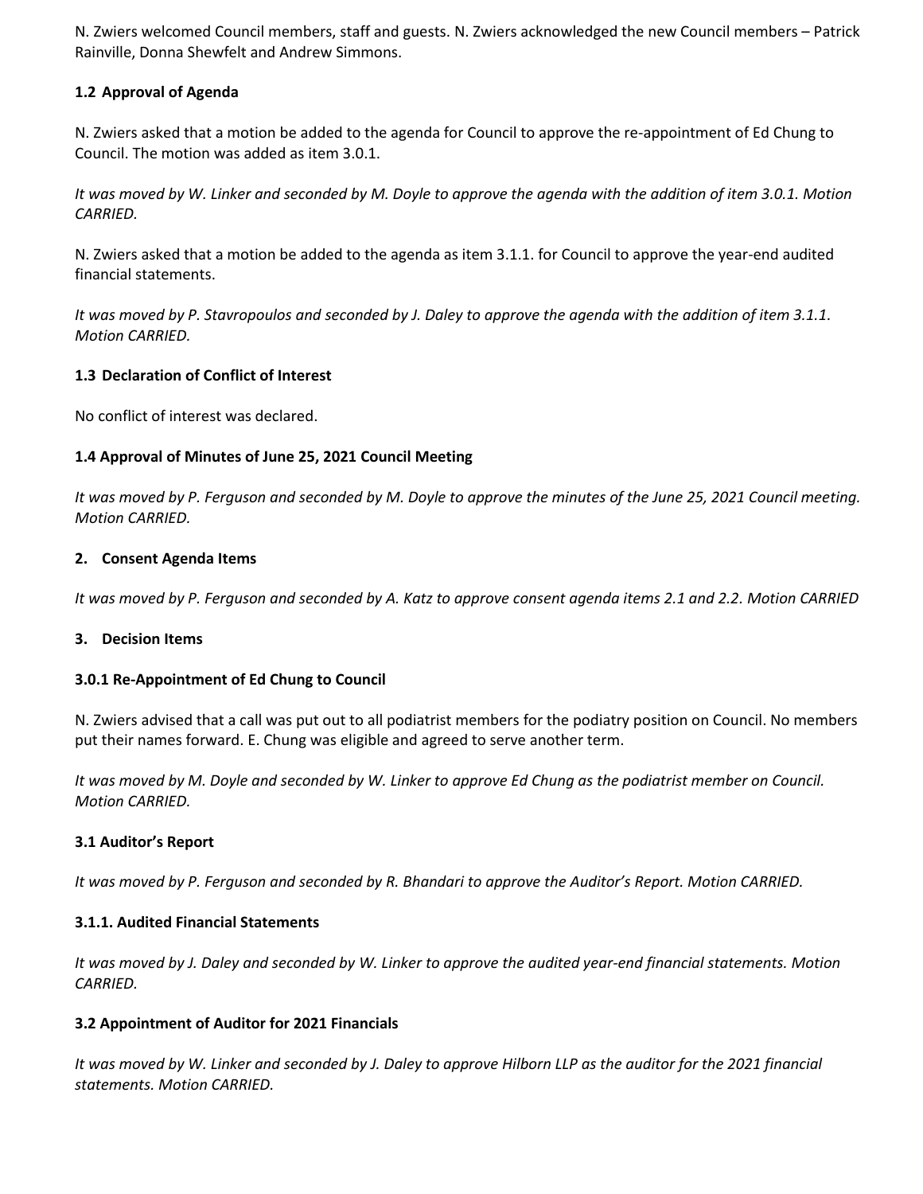N. Zwiers welcomed Council members, staff and guests. N. Zwiers acknowledged the new Council members – Patrick Rainville, Donna Shewfelt and Andrew Simmons.

### 1.2 Approval of Agenda

N. Zwiers asked that a motion be added to the agenda for Council to approve the re-appointment of Ed Chung to Council. The motion was added as item 3.0.1.

*It was moved by W. Linker and seconded by M. Doyle to approve the agenda with the addition of item 3.0.1. Motion CARRIED.*

N. Zwiers asked that a motion be added to the agenda as item 3.1.1. for Council to approve the year-end audited financial statements.

*It was moved by P. Stavropoulos and seconded by J. Daley to approve the agenda with the addition of item 3.1.1. Motion CARRIED.*

### 1.3 Declaration of Conflict of Interest

No conflict of interest was declared.

### 1.4 Approval of Minutes of June 25, 2021 Council Meeting

*It was moved by P. Ferguson and seconded by M. Doyle to approve the minutes of the June 25, 2021 Council meeting. Motion CARRIED.*

## 2. Consent Agenda Items

*It was moved by P. Ferguson and seconded by A. Katz to approve consent agenda items 2.1 and 2.2. Motion CARRIED*

## 3. Decision Items

### 3.0.1 Re-Appointment of Ed Chung to Council

N. Zwiers advised that a call was put out to all podiatrist members for the podiatry position on Council. No members put their names forward. E. Chung was eligible and agreed to serve another term.

*It was moved by M. Doyle and seconded by W. Linker to approve Ed Chung as the podiatrist member on Council. Motion CARRIED.*

### 3.1 Auditor's Report

*It was moved by P. Ferguson and seconded by R. Bhandari to approve the Auditor's Report. Motion CARRIED.*

### 3.1.1. Audited Financial Statements

*It was moved by J. Daley and seconded by W. Linker to approve the audited year-end financial statements. Motion CARRIED.*

### 3.2 Appointment of Auditor for 2021 Financials

*It was moved by W. Linker and seconded by J. Daley to approve Hilborn LLP as the auditor for the 2021 financial statements. Motion CARRIED.*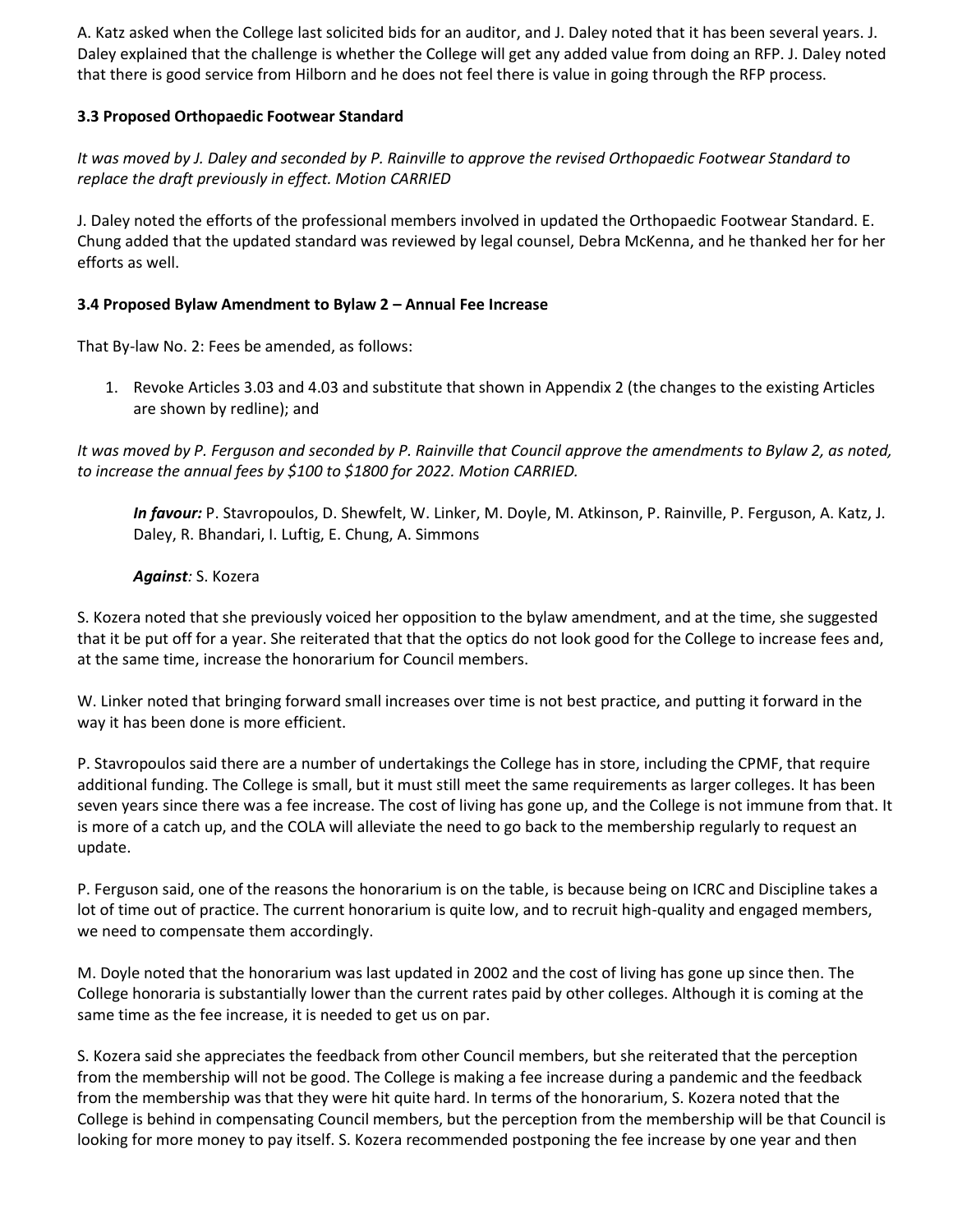A. Katz asked when the College last solicited bids for an auditor, and J. Daley noted that it has been several years. J. Daley explained that the challenge is whether the College will get any added value from doing an RFP. J. Daley noted that there is good service from Hilborn and he does not feel there is value in going through the RFP process.

### 3.3 Proposed Orthopaedic Footwear Standard

*It was moved by J. Daley and seconded by P. Rainville to approve the revised Orthopaedic Footwear Standard to replace the draft previously in effect. Motion CARRIED*

J. Daley noted the efforts of the professional members involved in updated the Orthopaedic Footwear Standard. E. Chung added that the updated standard was reviewed by legal counsel, Debra McKenna, and he thanked her for her efforts as well.

### 3.4 Proposed Bylaw Amendment to Bylaw 2 – Annual Fee Increase

That By-law No. 2: Fees be amended, as follows:

1. Revoke Articles 3.03 and 4.03 and substitute that shown in Appendix 2 (the changes to the existing Articles are shown by redline); and

*It was moved by P. Ferguson and seconded by P. Rainville that Council approve the amendments to Bylaw 2, as noted, to increase the annual fees by $100 to $1800 for 2022. Motion CARRIED.*

> ***In favour:*** P. Stavropoulos, D. Shewfelt, W. Linker, M. Doyle, M. Atkinson, P. Rainville, P. Ferguson, A. Katz, J. Daley, R. Bhandari, I. Luftig, E. Chung, A. Simmons
>
> ***Against****:* S. Kozera

S. Kozera noted that she previously voiced her opposition to the bylaw amendment, and at the time, she suggested that it be put off for a year. She reiterated that that the optics do not look good for the College to increase fees and, at the same time, increase the honorarium for Council members.

W. Linker noted that bringing forward small increases over time is not best practice, and putting it forward in the way it has been done is more efficient.

P. Stavropoulos said there are a number of undertakings the College has in store, including the CPMF, that require additional funding. The College is small, but it must still meet the same requirements as larger colleges. It has been seven years since there was a fee increase. The cost of living has gone up, and the College is not immune from that. It is more of a catch up, and the COLA will alleviate the need to go back to the membership regularly to request an update.

P. Ferguson said, one of the reasons the honorarium is on the table, is because being on ICRC and Discipline takes a lot of time out of practice. The current honorarium is quite low, and to recruit high-quality and engaged members, we need to compensate them accordingly.

M. Doyle noted that the honorarium was last updated in 2002 and the cost of living has gone up since then. The College honoraria is substantially lower than the current rates paid by other colleges. Although it is coming at the same time as the fee increase, it is needed to get us on par.

S. Kozera said she appreciates the feedback from other Council members, but she reiterated that the perception from the membership will not be good. The College is making a fee increase during a pandemic and the feedback from the membership was that they were hit quite hard. In terms of the honorarium, S. Kozera noted that the College is behind in compensating Council members, but the perception from the membership will be that Council is looking for more money to pay itself. S. Kozera recommended postponing the fee increase by one year and then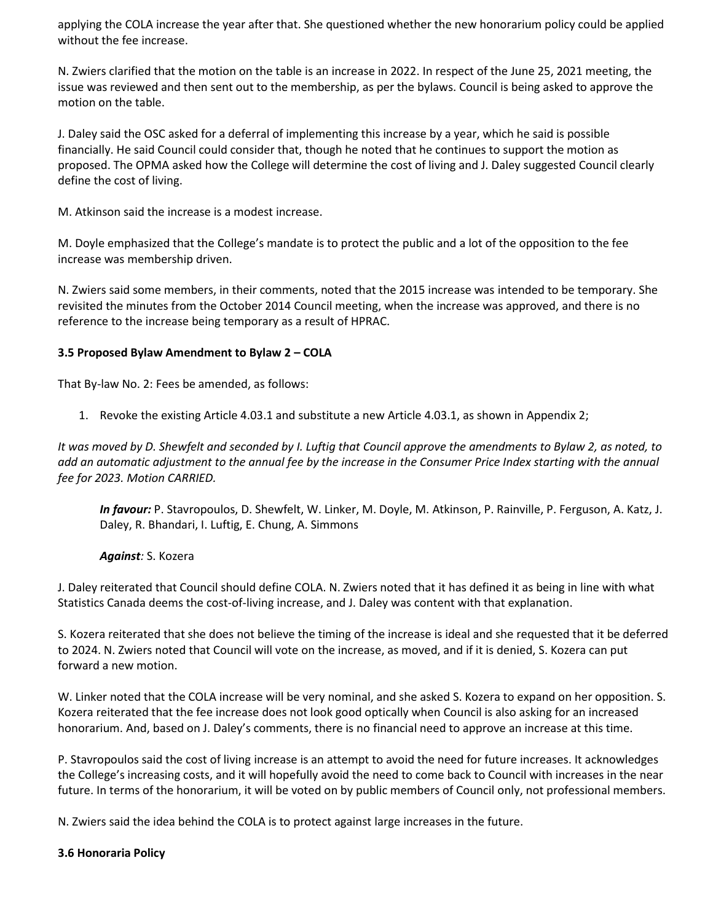applying the COLA increase the year after that. She questioned whether the new honorarium policy could be applied without the fee increase.

N. Zwiers clarified that the motion on the table is an increase in 2022. In respect of the June 25, 2021 meeting, the issue was reviewed and then sent out to the membership, as per the bylaws. Council is being asked to approve the motion on the table.

J. Daley said the OSC asked for a deferral of implementing this increase by a year, which he said is possible financially. He said Council could consider that, though he noted that he continues to support the motion as proposed. The OPMA asked how the College will determine the cost of living and J. Daley suggested Council clearly define the cost of living.

M. Atkinson said the increase is a modest increase.

M. Doyle emphasized that the College's mandate is to protect the public and a lot of the opposition to the fee increase was membership driven.

N. Zwiers said some members, in their comments, noted that the 2015 increase was intended to be temporary. She revisited the minutes from the October 2014 Council meeting, when the increase was approved, and there is no reference to the increase being temporary as a result of HPRAC.

**3.5 Proposed Bylaw Amendment to Bylaw 2 – COLA**

That By-law No. 2: Fees be amended, as follows:

1. Revoke the existing Article 4.03.1 and substitute a new Article 4.03.1, as shown in Appendix 2;

*It was moved by D. Shewfelt and seconded by I. Luftig that Council approve the amendments to Bylaw 2, as noted, to add an automatic adjustment to the annual fee by the increase in the Consumer Price Index starting with the annual fee for 2023. Motion CARRIED.*

> ***In favour:*** P. Stavropoulos, D. Shewfelt, W. Linker, M. Doyle, M. Atkinson, P. Rainville, P. Ferguson, A. Katz, J. Daley, R. Bhandari, I. Luftig, E. Chung, A. Simmons
>
> ***Against:*** S. Kozera

J. Daley reiterated that Council should define COLA. N. Zwiers noted that it has defined it as being in line with what Statistics Canada deems the cost-of-living increase, and J. Daley was content with that explanation.

S. Kozera reiterated that she does not believe the timing of the increase is ideal and she requested that it be deferred to 2024. N. Zwiers noted that Council will vote on the increase, as moved, and if it is denied, S. Kozera can put forward a new motion.

W. Linker noted that the COLA increase will be very nominal, and she asked S. Kozera to expand on her opposition. S. Kozera reiterated that the fee increase does not look good optically when Council is also asking for an increased honorarium. And, based on J. Daley's comments, there is no financial need to approve an increase at this time.

P. Stavropoulos said the cost of living increase is an attempt to avoid the need for future increases. It acknowledges the College's increasing costs, and it will hopefully avoid the need to come back to Council with increases in the near future. In terms of the honorarium, it will be voted on by public members of Council only, not professional members.

N. Zwiers said the idea behind the COLA is to protect against large increases in the future.

**3.6 Honoraria Policy**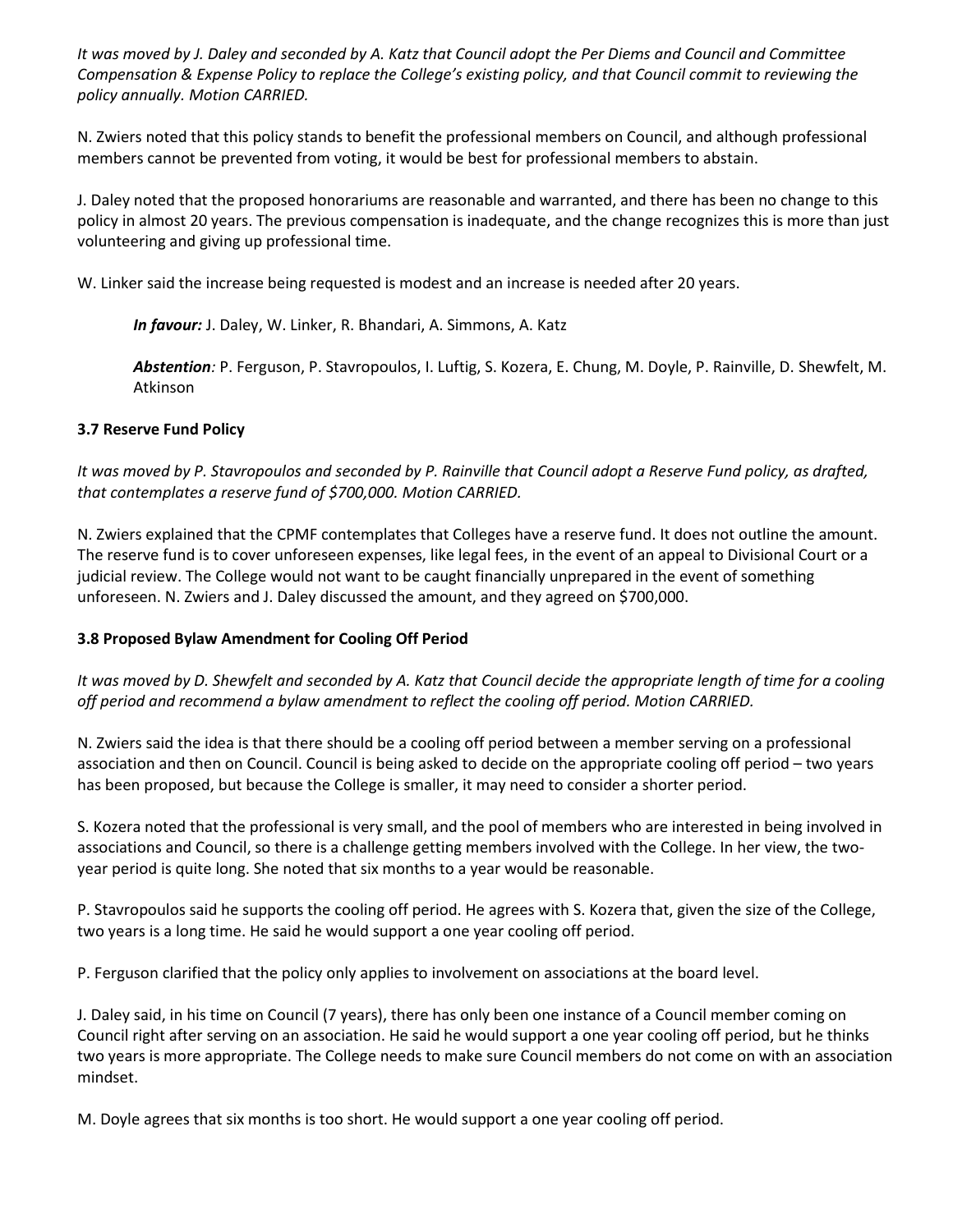*It was moved by J. Daley and seconded by A. Katz that Council adopt the Per Diems and Council and Committee Compensation & Expense Policy to replace the College's existing policy, and that Council commit to reviewing the policy annually. Motion CARRIED.*

N. Zwiers noted that this policy stands to benefit the professional members on Council, and although professional members cannot be prevented from voting, it would be best for professional members to abstain.

J. Daley noted that the proposed honorariums are reasonable and warranted, and there has been no change to this policy in almost 20 years. The previous compensation is inadequate, and the change recognizes this is more than just volunteering and giving up professional time.

W. Linker said the increase being requested is modest and an increase is needed after 20 years.

> ***In favour:*** J. Daley, W. Linker, R. Bhandari, A. Simmons, A. Katz
>
> ***Abstention**:* P. Ferguson, P. Stavropoulos, I. Luftig, S. Kozera, E. Chung, M. Doyle, P. Rainville, D. Shewfelt, M. Atkinson

**3.7 Reserve Fund Policy**

*It was moved by P. Stavropoulos and seconded by P. Rainville that Council adopt a Reserve Fund policy, as drafted, that contemplates a reserve fund of $700,000. Motion CARRIED.*

N. Zwiers explained that the CPMF contemplates that Colleges have a reserve fund. It does not outline the amount. The reserve fund is to cover unforeseen expenses, like legal fees, in the event of an appeal to Divisional Court or a judicial review. The College would not want to be caught financially unprepared in the event of something unforeseen. N. Zwiers and J. Daley discussed the amount, and they agreed on $700,000.

**3.8 Proposed Bylaw Amendment for Cooling Off Period**

*It was moved by D. Shewfelt and seconded by A. Katz that Council decide the appropriate length of time for a cooling off period and recommend a bylaw amendment to reflect the cooling off period. Motion CARRIED.*

N. Zwiers said the idea is that there should be a cooling off period between a member serving on a professional association and then on Council. Council is being asked to decide on the appropriate cooling off period – two years has been proposed, but because the College is smaller, it may need to consider a shorter period.

S. Kozera noted that the professional is very small, and the pool of members who are interested in being involved in associations and Council, so there is a challenge getting members involved with the College. In her view, the two-year period is quite long. She noted that six months to a year would be reasonable.

P. Stavropoulos said he supports the cooling off period. He agrees with S. Kozera that, given the size of the College, two years is a long time. He said he would support a one year cooling off period.

P. Ferguson clarified that the policy only applies to involvement on associations at the board level.

J. Daley said, in his time on Council (7 years), there has only been one instance of a Council member coming on Council right after serving on an association. He said he would support a one year cooling off period, but he thinks two years is more appropriate. The College needs to make sure Council members do not come on with an association mindset.

M. Doyle agrees that six months is too short. He would support a one year cooling off period.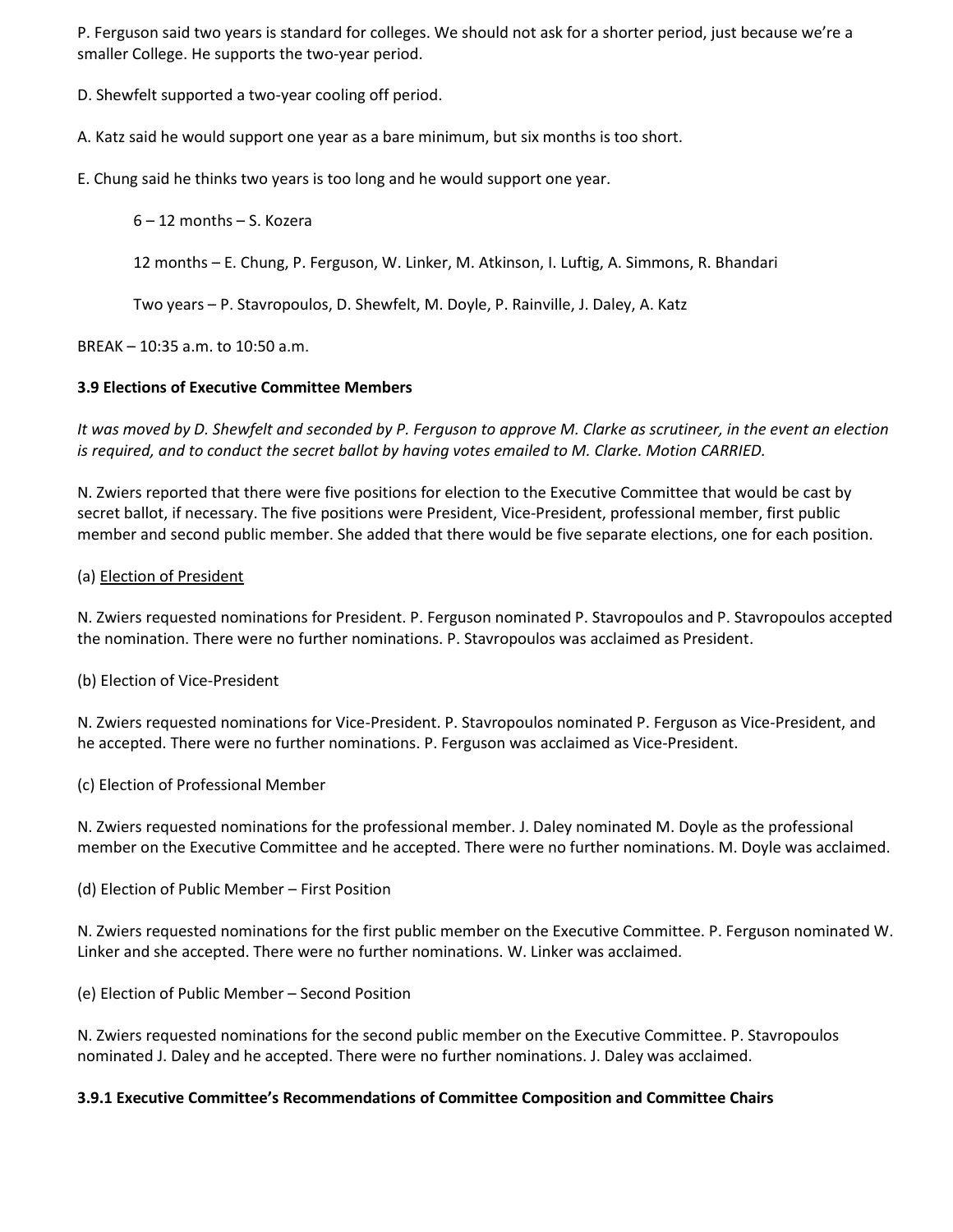P. Ferguson said two years is standard for colleges. We should not ask for a shorter period, just because we're a smaller College. He supports the two-year period.

D. Shewfelt supported a two-year cooling off period.

A. Katz said he would support one year as a bare minimum, but six months is too short.

E. Chung said he thinks two years is too long and he would support one year.

> 6 – 12 months – S. Kozera
>
> 12 months – E. Chung, P. Ferguson, W. Linker, M. Atkinson, I. Luftig, A. Simmons, R. Bhandari
>
> Two years – P. Stavropoulos, D. Shewfelt, M. Doyle, P. Rainville, J. Daley, A. Katz

BREAK – 10:35 a.m. to 10:50 a.m.

### 3.9 Elections of Executive Committee Members

*It was moved by D. Shewfelt and seconded by P. Ferguson to approve M. Clarke as scrutineer, in the event an election is required, and to conduct the secret ballot by having votes emailed to M. Clarke. Motion CARRIED.*

N. Zwiers reported that there were five positions for election to the Executive Committee that would be cast by secret ballot, if necessary. The five positions were President, Vice-President, professional member, first public member and second public member. She added that there would be five separate elections, one for each position.

(a) <u>Election of President</u>

N. Zwiers requested nominations for President. P. Ferguson nominated P. Stavropoulos and P. Stavropoulos accepted the nomination. There were no further nominations. P. Stavropoulos was acclaimed as President.

(b) Election of Vice-President

N. Zwiers requested nominations for Vice-President. P. Stavropoulos nominated P. Ferguson as Vice-President, and he accepted. There were no further nominations. P. Ferguson was acclaimed as Vice-President.

(c) Election of Professional Member

N. Zwiers requested nominations for the professional member. J. Daley nominated M. Doyle as the professional member on the Executive Committee and he accepted. There were no further nominations. M. Doyle was acclaimed.

(d) Election of Public Member – First Position

N. Zwiers requested nominations for the first public member on the Executive Committee. P. Ferguson nominated W. Linker and she accepted. There were no further nominations. W. Linker was acclaimed.

(e) Election of Public Member – Second Position

N. Zwiers requested nominations for the second public member on the Executive Committee. P. Stavropoulos nominated J. Daley and he accepted. There were no further nominations. J. Daley was acclaimed.

### 3.9.1 Executive Committee's Recommendations of Committee Composition and Committee Chairs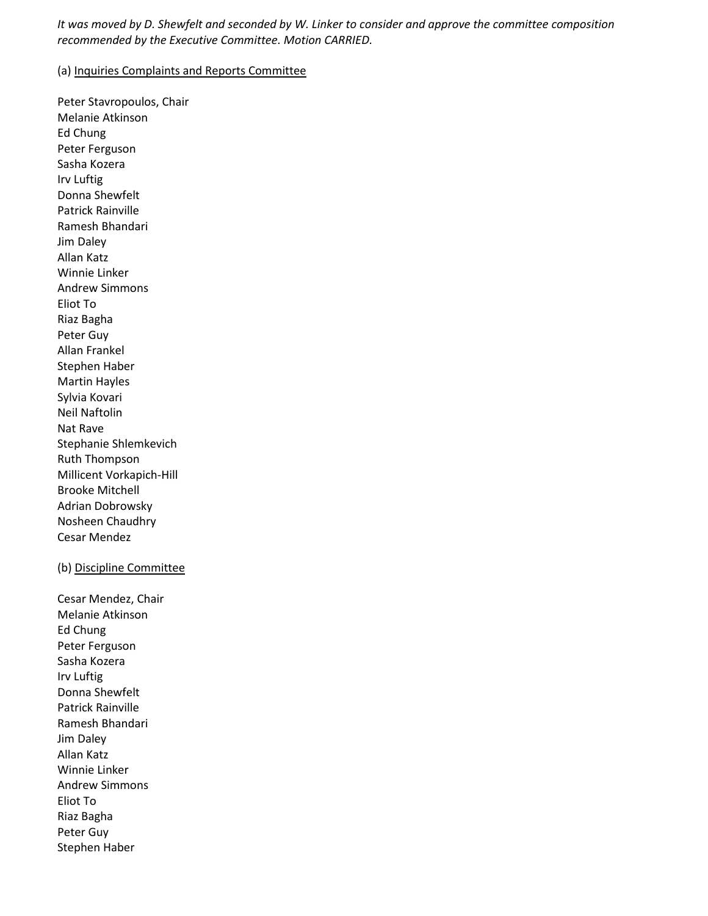*It was moved by D. Shewfelt and seconded by W. Linker to consider and approve the committee composition recommended by the Executive Committee. Motion CARRIED.*

(a) <u>Inquiries Complaints and Reports Committee</u>

Peter Stavropoulos, Chair
Melanie Atkinson
Ed Chung
Peter Ferguson
Sasha Kozera
Irv Luftig
Donna Shewfelt
Patrick Rainville
Ramesh Bhandari
Jim Daley
Allan Katz
Winnie Linker
Andrew Simmons
Eliot To
Riaz Bagha
Peter Guy
Allan Frankel
Stephen Haber
Martin Hayles
Sylvia Kovari
Neil Naftolin
Nat Rave
Stephanie Shlemkevich
Ruth Thompson
Millicent Vorkapich-Hill
Brooke Mitchell
Adrian Dobrowsky
Nosheen Chaudhry
Cesar Mendez

(b) <u>Discipline Committee</u>

Cesar Mendez, Chair
Melanie Atkinson
Ed Chung
Peter Ferguson
Sasha Kozera
Irv Luftig
Donna Shewfelt
Patrick Rainville
Ramesh Bhandari
Jim Daley
Allan Katz
Winnie Linker
Andrew Simmons
Eliot To
Riaz Bagha
Peter Guy
Stephen Haber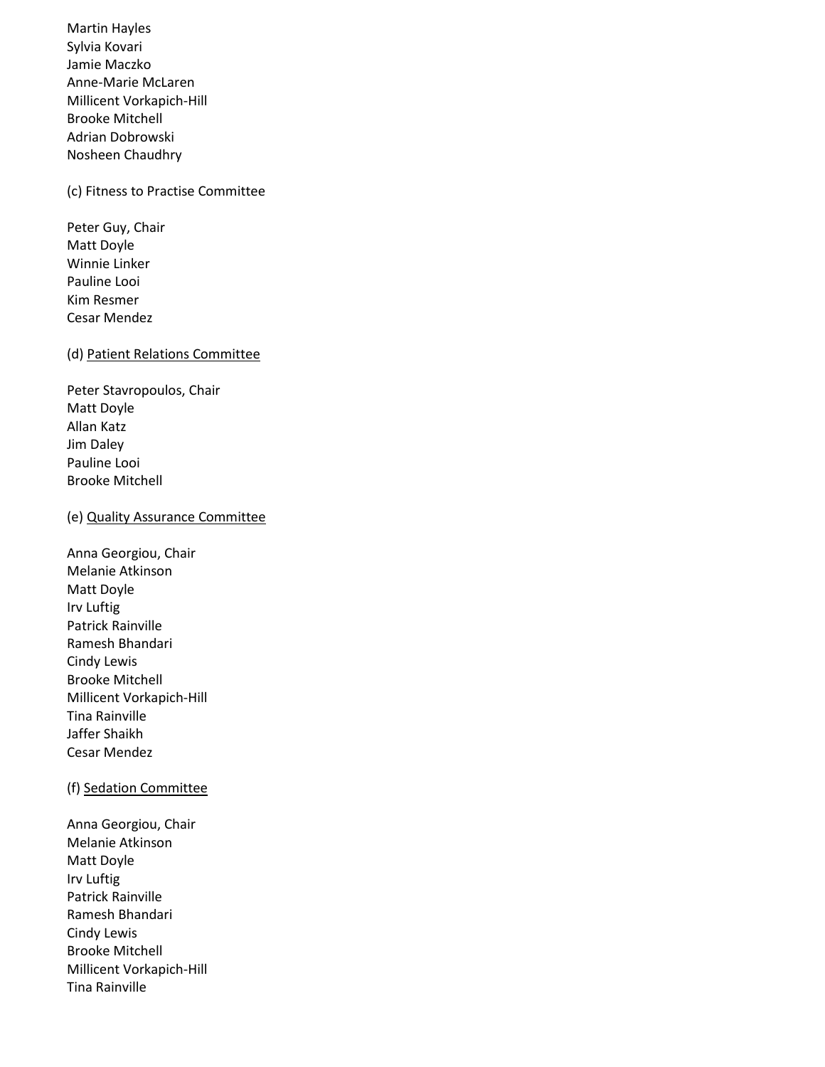Martin Hayles
Sylvia Kovari
Jamie Maczko
Anne-Marie McLaren
Millicent Vorkapich-Hill
Brooke Mitchell
Adrian Dobrowski
Nosheen Chaudhry

(c) Fitness to Practise Committee

Peter Guy, Chair
Matt Doyle
Winnie Linker
Pauline Looi
Kim Resmer
Cesar Mendez

(d) Patient Relations Committee

Peter Stavropoulos, Chair
Matt Doyle
Allan Katz
Jim Daley
Pauline Looi
Brooke Mitchell

(e) Quality Assurance Committee

Anna Georgiou, Chair
Melanie Atkinson
Matt Doyle
Irv Luftig
Patrick Rainville
Ramesh Bhandari
Cindy Lewis
Brooke Mitchell
Millicent Vorkapich-Hill
Tina Rainville
Jaffer Shaikh
Cesar Mendez

(f) Sedation Committee

Anna Georgiou, Chair
Melanie Atkinson
Matt Doyle
Irv Luftig
Patrick Rainville
Ramesh Bhandari
Cindy Lewis
Brooke Mitchell
Millicent Vorkapich-Hill
Tina Rainville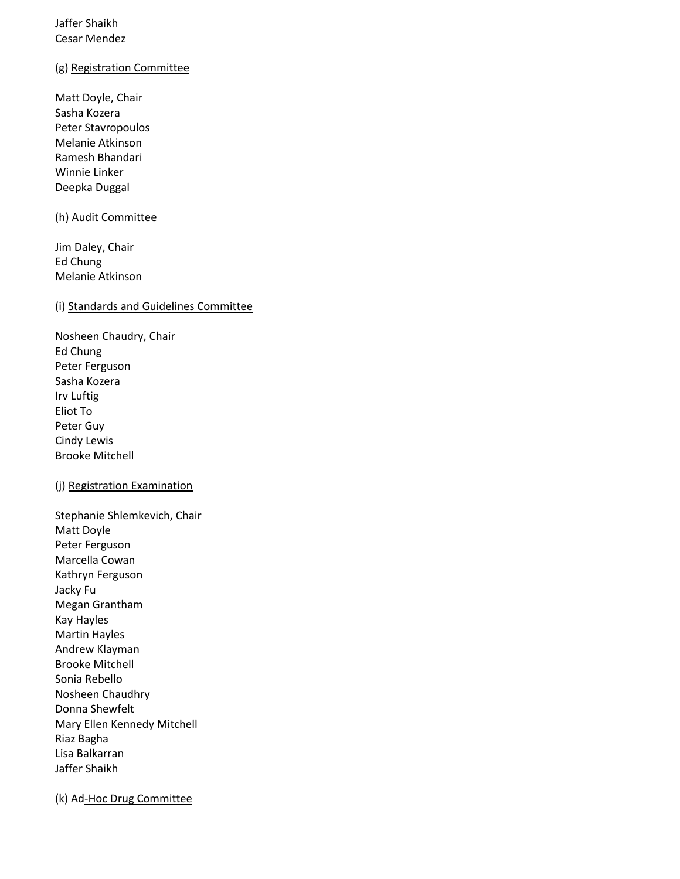Jaffer Shaikh
Cesar Mendez

(g) Registration Committee

Matt Doyle, Chair
Sasha Kozera
Peter Stavropoulos
Melanie Atkinson
Ramesh Bhandari
Winnie Linker
Deepka Duggal

(h) Audit Committee

Jim Daley, Chair
Ed Chung
Melanie Atkinson

(i) Standards and Guidelines Committee

Nosheen Chaudry, Chair
Ed Chung
Peter Ferguson
Sasha Kozera
Irv Luftig
Eliot To
Peter Guy
Cindy Lewis
Brooke Mitchell

(j) Registration Examination

Stephanie Shlemkevich, Chair
Matt Doyle
Peter Ferguson
Marcella Cowan
Kathryn Ferguson
Jacky Fu
Megan Grantham
Kay Hayles
Martin Hayles
Andrew Klayman
Brooke Mitchell
Sonia Rebello
Nosheen Chaudhry
Donna Shewfelt
Mary Ellen Kennedy Mitchell
Riaz Bagha
Lisa Balkarran
Jaffer Shaikh

(k) Ad-Hoc Drug Committee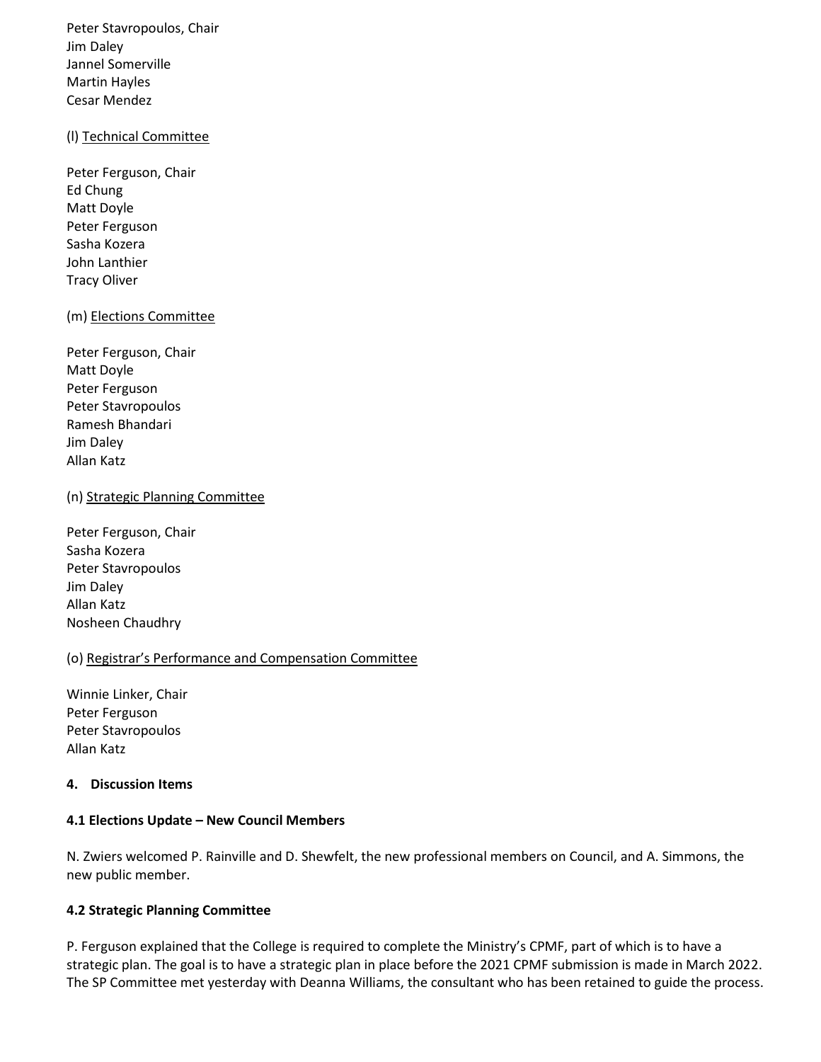Peter Stavropoulos, Chair
Jim Daley
Jannel Somerville
Martin Hayles
Cesar Mendez

(l) Technical Committee

Peter Ferguson, Chair
Ed Chung
Matt Doyle
Peter Ferguson
Sasha Kozera
John Lanthier
Tracy Oliver

(m) Elections Committee

Peter Ferguson, Chair
Matt Doyle
Peter Ferguson
Peter Stavropoulos
Ramesh Bhandari
Jim Daley
Allan Katz

(n) Strategic Planning Committee

Peter Ferguson, Chair
Sasha Kozera
Peter Stavropoulos
Jim Daley
Allan Katz
Nosheen Chaudhry

(o) Registrar's Performance and Compensation Committee

Winnie Linker, Chair
Peter Ferguson
Peter Stavropoulos
Allan Katz

**4. Discussion Items**

**4.1 Elections Update – New Council Members**

N. Zwiers welcomed P. Rainville and D. Shewfelt, the new professional members on Council, and A. Simmons, the new public member.

**4.2 Strategic Planning Committee**

P. Ferguson explained that the College is required to complete the Ministry's CPMF, part of which is to have a strategic plan. The goal is to have a strategic plan in place before the 2021 CPMF submission is made in March 2022. The SP Committee met yesterday with Deanna Williams, the consultant who has been retained to guide the process.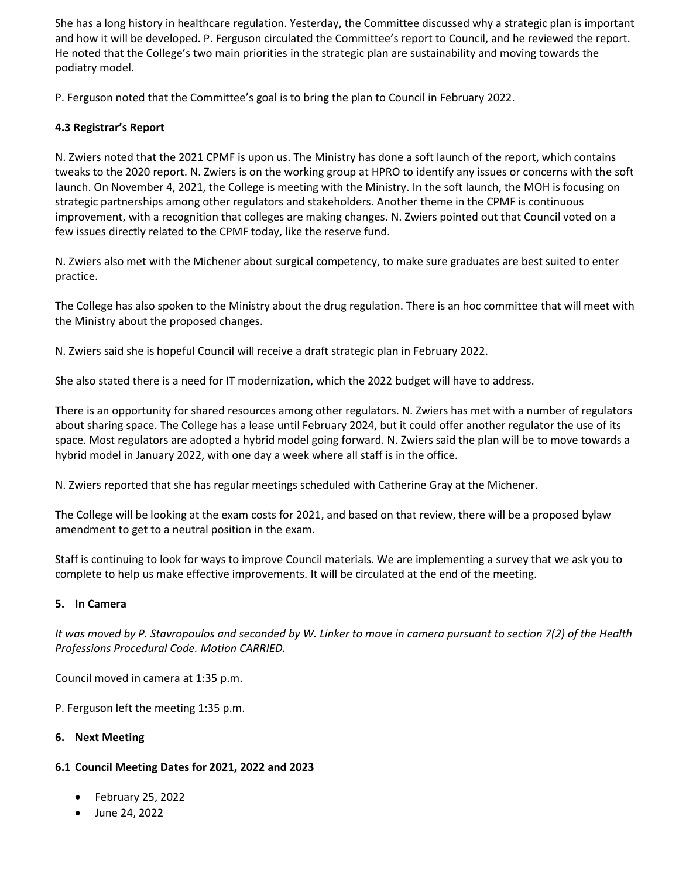She has a long history in healthcare regulation. Yesterday, the Committee discussed why a strategic plan is important and how it will be developed. P. Ferguson circulated the Committee's report to Council, and he reviewed the report. He noted that the College's two main priorities in the strategic plan are sustainability and moving towards the podiatry model.

P. Ferguson noted that the Committee's goal is to bring the plan to Council in February 2022.

### 4.3 Registrar's Report

N. Zwiers noted that the 2021 CPMF is upon us. The Ministry has done a soft launch of the report, which contains tweaks to the 2020 report. N. Zwiers is on the working group at HPRO to identify any issues or concerns with the soft launch. On November 4, 2021, the College is meeting with the Ministry. In the soft launch, the MOH is focusing on strategic partnerships among other regulators and stakeholders. Another theme in the CPMF is continuous improvement, with a recognition that colleges are making changes. N. Zwiers pointed out that Council voted on a few issues directly related to the CPMF today, like the reserve fund.

N. Zwiers also met with the Michener about surgical competency, to make sure graduates are best suited to enter practice.

The College has also spoken to the Ministry about the drug regulation. There is an hoc committee that will meet with the Ministry about the proposed changes.

N. Zwiers said she is hopeful Council will receive a draft strategic plan in February 2022.

She also stated there is a need for IT modernization, which the 2022 budget will have to address.

There is an opportunity for shared resources among other regulators. N. Zwiers has met with a number of regulators about sharing space. The College has a lease until February 2024, but it could offer another regulator the use of its space. Most regulators are adopted a hybrid model going forward. N. Zwiers said the plan will be to move towards a hybrid model in January 2022, with one day a week where all staff is in the office.

N. Zwiers reported that she has regular meetings scheduled with Catherine Gray at the Michener.

The College will be looking at the exam costs for 2021, and based on that review, there will be a proposed bylaw amendment to get to a neutral position in the exam.

Staff is continuing to look for ways to improve Council materials. We are implementing a survey that we ask you to complete to help us make effective improvements. It will be circulated at the end of the meeting.

## 5. In Camera

*It was moved by P. Stavropoulos and seconded by W. Linker to move in camera pursuant to section 7(2) of the Health Professions Procedural Code. Motion CARRIED.*

Council moved in camera at 1:35 p.m.

P. Ferguson left the meeting 1:35 p.m.

## 6. Next Meeting

### 6.1 Council Meeting Dates for 2021, 2022 and 2023

- February 25, 2022
- June 24, 2022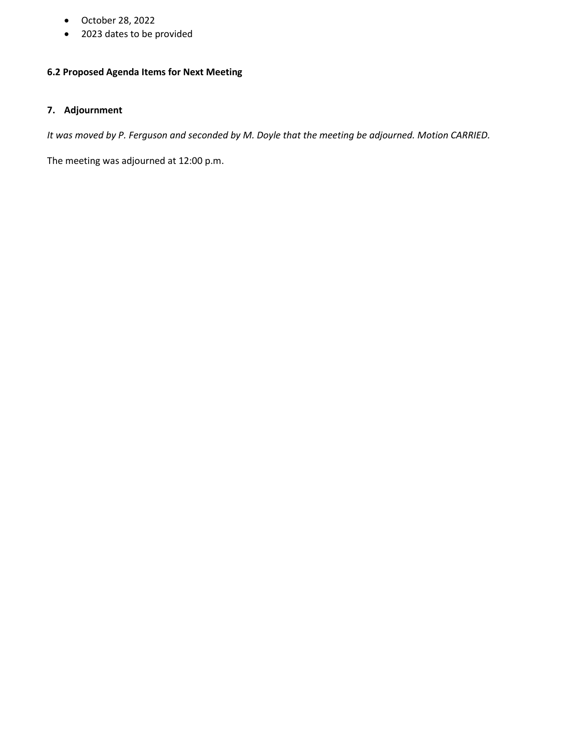- October 28, 2022
- 2023 dates to be provided

### 6.2 Proposed Agenda Items for Next Meeting

## 7. Adjournment

*It was moved by P. Ferguson and seconded by M. Doyle that the meeting be adjourned. Motion CARRIED.*

The meeting was adjourned at 12:00 p.m.